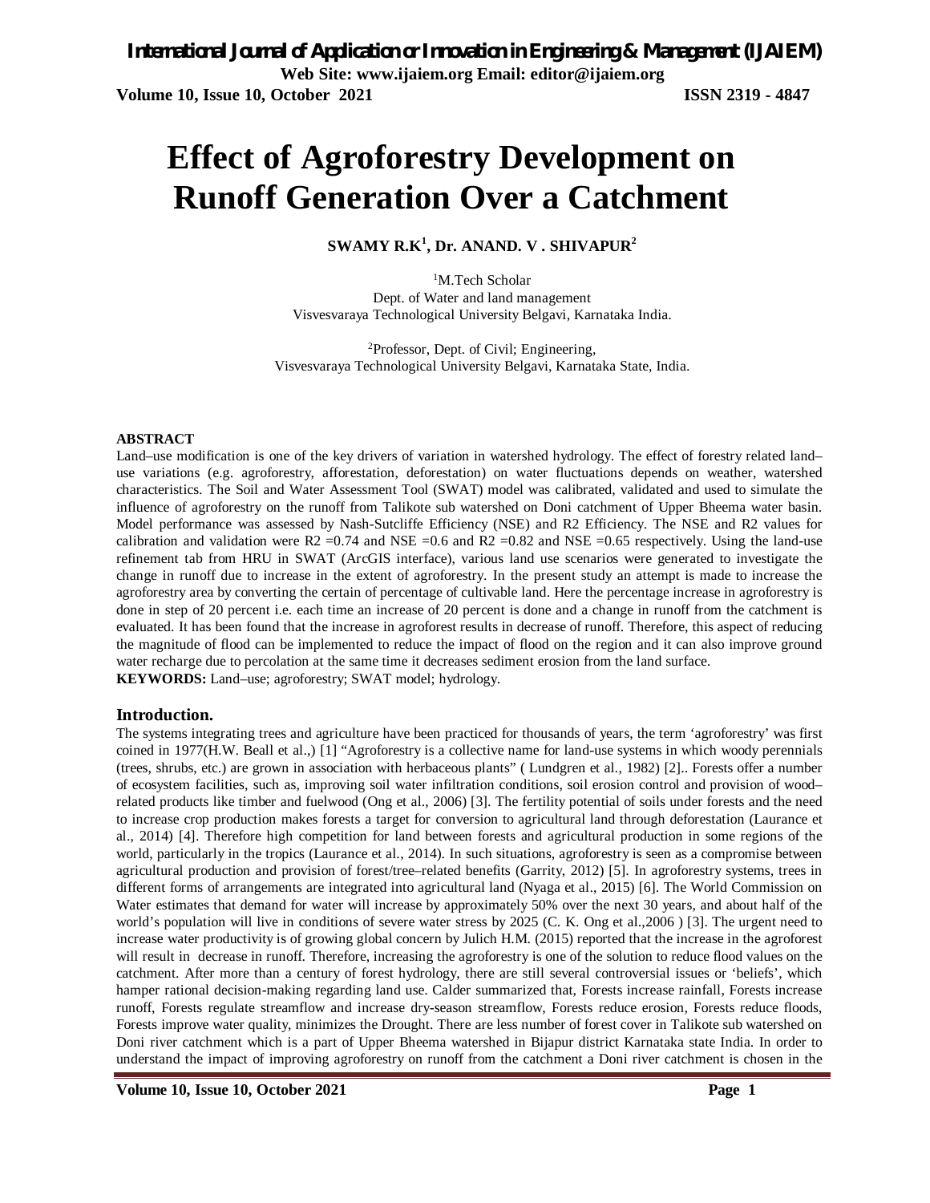# Effect of Agroforestry Development on Runoff Generation Over a Catchment

**SWAMY R.K[1], Dr. ANAND. V . SHIVAPUR[2]**

[1]M.Tech Scholar
Dept. of Water and land management
Visvesvaraya Technological University Belgavi, Karnataka India.

[2]Professor, Dept. of Civil; Engineering,
Visvesvaraya Technological University Belgavi, Karnataka State, India.

**ABSTRACT**

Land–use modification is one of the key drivers of variation in watershed hydrology. The effect of forestry related land–use variations (e.g. agroforestry, afforestation, deforestation) on water fluctuations depends on weather, watershed characteristics. The Soil and Water Assessment Tool (SWAT) model was calibrated, validated and used to simulate the influence of agroforestry on the runoff from Talikote sub watershed on Doni catchment of Upper Bheema water basin. Model performance was assessed by Nash-Sutcliffe Efficiency (NSE) and R2 Efficiency. The NSE and R2 values for calibration and validation were R2 =0.74 and NSE =0.6 and R2 =0.82 and NSE =0.65 respectively. Using the land-use refinement tab from HRU in SWAT (ArcGIS interface), various land use scenarios were generated to investigate the change in runoff due to increase in the extent of agroforestry. In the present study an attempt is made to increase the agroforestry area by converting the certain of percentage of cultivable land. Here the percentage increase in agroforestry is done in step of 20 percent i.e. each time an increase of 20 percent is done and a change in runoff from the catchment is evaluated. It has been found that the increase in agroforest results in decrease of runoff. Therefore, this aspect of reducing the magnitude of flood can be implemented to reduce the impact of flood on the region and it can also improve ground water recharge due to percolation at the same time it decreases sediment erosion from the land surface.

**KEYWORDS:** Land–use; agroforestry; SWAT model; hydrology.

## Introduction.

The systems integrating trees and agriculture have been practiced for thousands of years, the term 'agroforestry' was first coined in 1977(H.W. Beall et al.,) [1] "Agroforestry is a collective name for land-use systems in which woody perennials (trees, shrubs, etc.) are grown in association with herbaceous plants" ( Lundgren et al., 1982) [2].. Forests offer a number of ecosystem facilities, such as, improving soil water infiltration conditions, soil erosion control and provision of wood–related products like timber and fuelwood (Ong et al., 2006) [3]. The fertility potential of soils under forests and the need to increase crop production makes forests a target for conversion to agricultural land through deforestation (Laurance et al., 2014) [4]. Therefore high competition for land between forests and agricultural production in some regions of the world, particularly in the tropics (Laurance et al., 2014). In such situations, agroforestry is seen as a compromise between agricultural production and provision of forest/tree–related benefits (Garrity, 2012) [5]. In agroforestry systems, trees in different forms of arrangements are integrated into agricultural land (Nyaga et al., 2015) [6]. The World Commission on Water estimates that demand for water will increase by approximately 50% over the next 30 years, and about half of the world's population will live in conditions of severe water stress by 2025 (C. K. Ong et al.,2006 ) [3]. The urgent need to increase water productivity is of growing global concern by Julich H.M. (2015) reported that the increase in the agroforest will result in decrease in runoff. Therefore, increasing the agroforestry is one of the solution to reduce flood values on the catchment. After more than a century of forest hydrology, there are still several controversial issues or 'beliefs', which hamper rational decision-making regarding land use. Calder summarized that, Forests increase rainfall, Forests increase runoff, Forests regulate streamflow and increase dry-season streamflow, Forests reduce erosion, Forests reduce floods, Forests improve water quality, minimizes the Drought. There are less number of forest cover in Talikote sub watershed on Doni river catchment which is a part of Upper Bheema watershed in Bijapur district Karnataka state India. In order to understand the impact of improving agroforestry on runoff from the catchment a Doni river catchment is chosen in the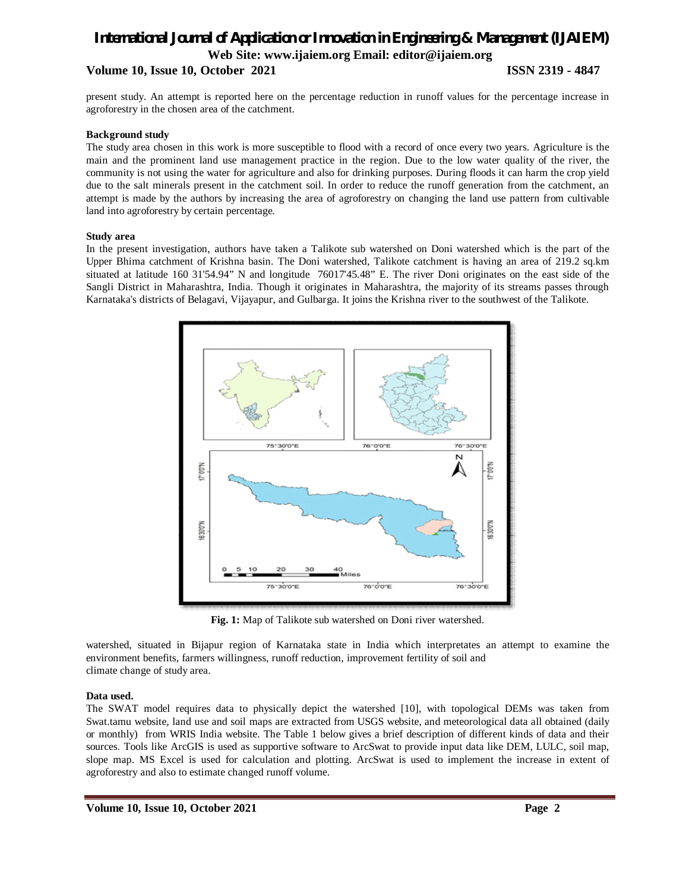present study. An attempt is reported here on the percentage reduction in runoff values for the percentage increase in agroforestry in the chosen area of the catchment.

**Background study**

The study area chosen in this work is more susceptible to flood with a record of once every two years. Agriculture is the main and the prominent land use management practice in the region. Due to the low water quality of the river, the community is not using the water for agriculture and also for drinking purposes. During floods it can harm the crop yield due to the salt minerals present in the catchment soil. In order to reduce the runoff generation from the catchment, an attempt is made by the authors by increasing the area of agroforestry on changing the land use pattern from cultivable land into agroforestry by certain percentage.

**Study area**

In the present investigation, authors have taken a Talikote sub watershed on Doni watershed which is the part of the Upper Bhima catchment of Krishna basin. The Doni watershed, Talikote catchment is having an area of 219.2 sq.km situated at latitude 160 31'54.94" N and longitude 76017'45.48" E. The river Doni originates on the east side of the Sangli District in Maharashtra, India. Though it originates in Maharashtra, the majority of its streams passes through Karnataka's districts of Belagavi, Vijayapur, and Gulbarga. It joins the Krishna river to the southwest of the Talikote.

**Fig. 1:** Map of Talikote sub watershed on Doni river watershed.

watershed, situated in Bijapur region of Karnataka state in India which interpretates an attempt to examine the environment benefits, farmers willingness, runoff reduction, improvement fertility of soil and climate change of study area.

**Data used.**

The SWAT model requires data to physically depict the watershed [10], with topological DEMs was taken from Swat.tamu website, land use and soil maps are extracted from USGS website, and meteorological data all obtained (daily or monthly) from WRIS India website. The Table 1 below gives a brief description of different kinds of data and their sources. Tools like ArcGIS is used as supportive software to ArcSwat to provide input data like DEM, LULC, soil map, slope map. MS Excel is used for calculation and plotting. ArcSwat is used to implement the increase in extent of agroforestry and also to estimate changed runoff volume.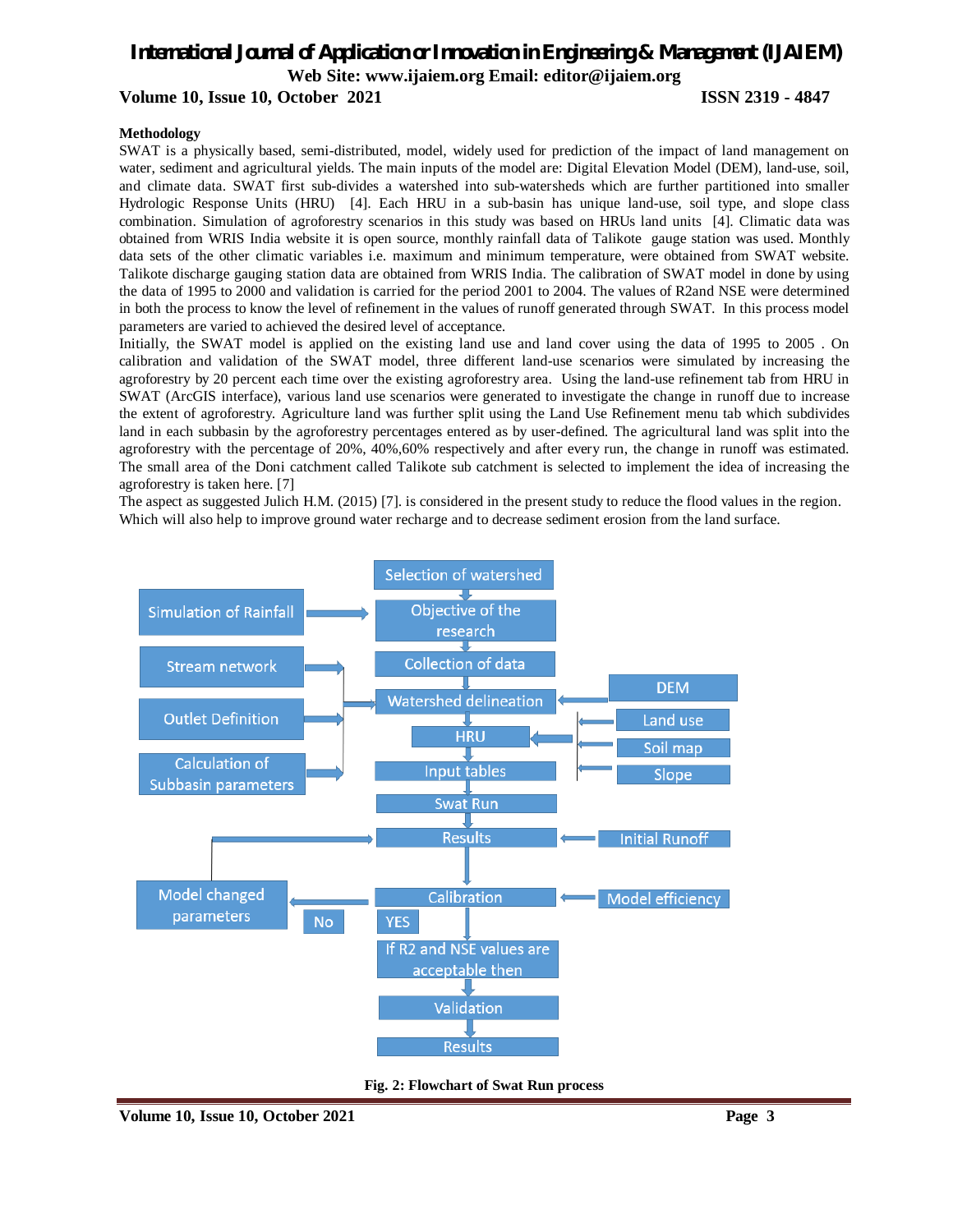**Methodology**

SWAT is a physically based, semi-distributed, model, widely used for prediction of the impact of land management on water, sediment and agricultural yields. The main inputs of the model are: Digital Elevation Model (DEM), land-use, soil, and climate data. SWAT first sub-divides a watershed into sub-watersheds which are further partitioned into smaller Hydrologic Response Units (HRU) [4]. Each HRU in a sub-basin has unique land-use, soil type, and slope class combination. Simulation of agroforestry scenarios in this study was based on HRUs land units [4]. Climatic data was obtained from WRIS India website it is open source, monthly rainfall data of Talikote gauge station was used. Monthly data sets of the other climatic variables i.e. maximum and minimum temperature, were obtained from SWAT website. Talikote discharge gauging station data are obtained from WRIS India. The calibration of SWAT model in done by using the data of 1995 to 2000 and validation is carried for the period 2001 to 2004. The values of R2and NSE were determined in both the process to know the level of refinement in the values of runoff generated through SWAT. In this process model parameters are varied to achieved the desired level of acceptance.

Initially, the SWAT model is applied on the existing land use and land cover using the data of 1995 to 2005 . On calibration and validation of the SWAT model, three different land-use scenarios were simulated by increasing the agroforestry by 20 percent each time over the existing agroforestry area. Using the land-use refinement tab from HRU in SWAT (ArcGIS interface), various land use scenarios were generated to investigate the change in runoff due to increase the extent of agroforestry. Agriculture land was further split using the Land Use Refinement menu tab which subdivides land in each subbasin by the agroforestry percentages entered as by user-defined. The agricultural land was split into the agroforestry with the percentage of 20%, 40%,60% respectively and after every run, the change in runoff was estimated. The small area of the Doni catchment called Talikote sub catchment is selected to implement the idea of increasing the agroforestry is taken here. [7]

The aspect as suggested Julich H.M. (2015) [7]. is considered in the present study to reduce the flood values in the region. Which will also help to improve ground water recharge and to decrease sediment erosion from the land surface.

Selection of watershed → Objective of the research (← Simulation of Rainfall) → Collection of data → Watershed delineation (← Stream network, Outlet Definition, Calculation of Subbasin parameters; ← DEM) → HRU (← Land use, Soil map, Slope) → Input tables → Swat Run → Results (← Initial Runoff) → Calibration (← Model efficiency) → No: Model changed parameters → Results; YES: If R2 and NSE values are acceptable then → Validation → Results

**Fig. 2: Flowchart of Swat Run process**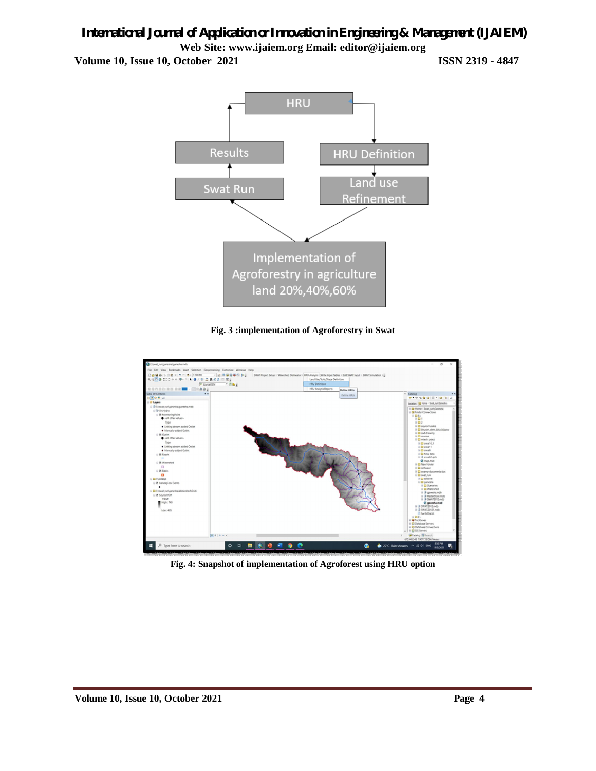**Fig. 3 :implementation of Agroforestry in Swat**

**Fig. 4: Snapshot of implementation of Agroforest using HRU option**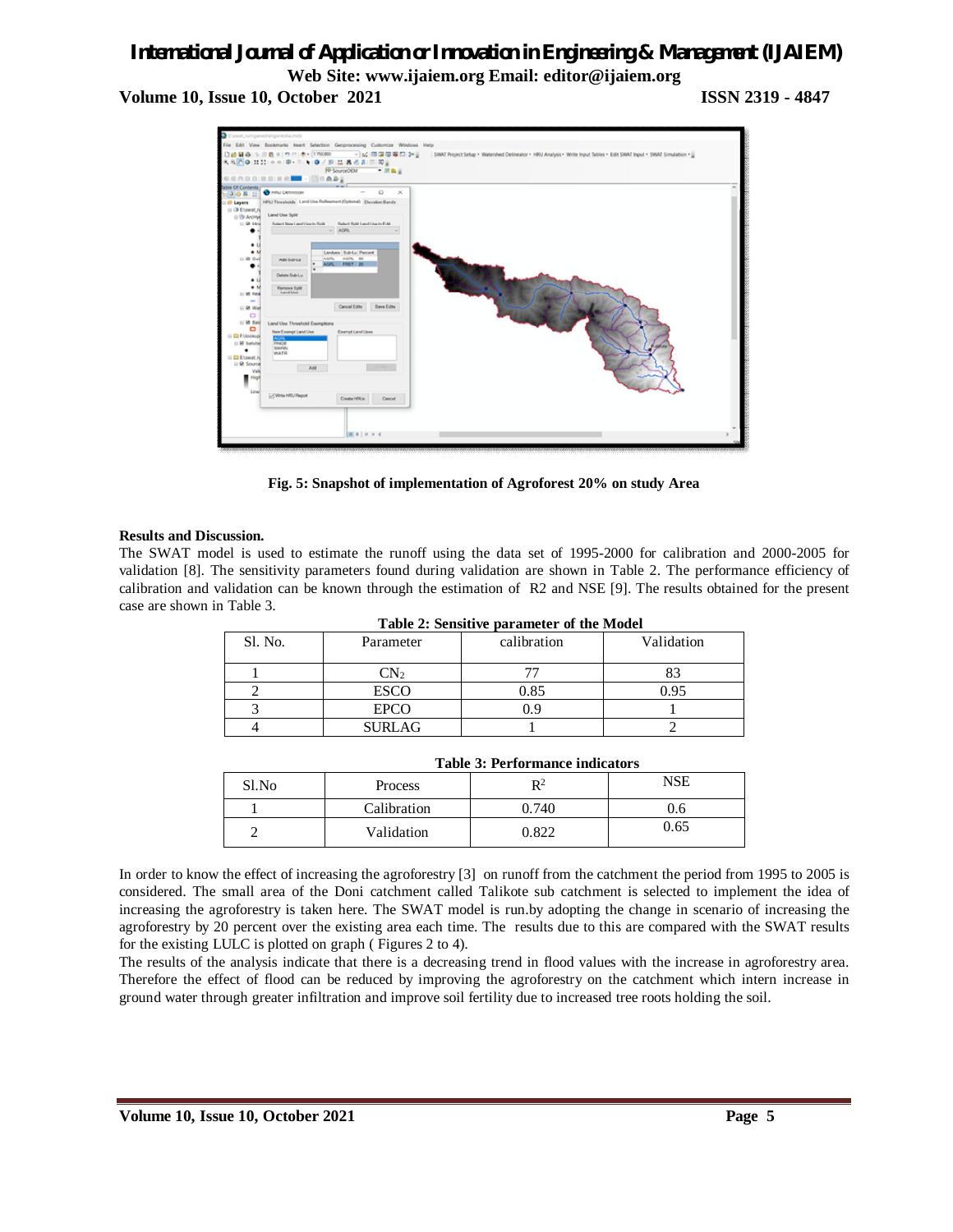Fig. 5: Snapshot of implementation of Agroforest 20% on study Area

**Results and Discussion.**

The SWAT model is used to estimate the runoff using the data set of 1995-2000 for calibration and 2000-2005 for validation [8]. The sensitivity parameters found during validation are shown in Table 2. The performance efficiency of calibration and validation can be known through the estimation of R2 and NSE [9]. The results obtained for the present case are shown in Table 3.

**Table 2: Sensitive parameter of the Model**

| Sl. No. | Parameter | calibration | Validation |
|---|---|---|---|
| 1 | $CN_2$ | 77 | 83 |
| 2 | ESCO | 0.85 | 0.95 |
| 3 | EPCO | 0.9 | 1 |
| 4 | SURLAG | 1 | 2 |

**Table 3: Performance indicators**

| Sl.No | Process | $R^2$ | NSE |
|---|---|---|---|
| 1 | Calibration | 0.740 | 0.6 |
| 2 | Validation | 0.822 | 0.65 |

In order to know the effect of increasing the agroforestry [3] on runoff from the catchment the period from 1995 to 2005 is considered. The small area of the Doni catchment called Talikote sub catchment is selected to implement the idea of increasing the agroforestry is taken here. The SWAT model is run.by adopting the change in scenario of increasing the agroforestry by 20 percent over the existing area each time. The results due to this are compared with the SWAT results for the existing LULC is plotted on graph ( Figures 2 to 4).

The results of the analysis indicate that there is a decreasing trend in flood values with the increase in agroforestry area. Therefore the effect of flood can be reduced by improving the agroforestry on the catchment which intern increase in ground water through greater infiltration and improve soil fertility due to increased tree roots holding the soil.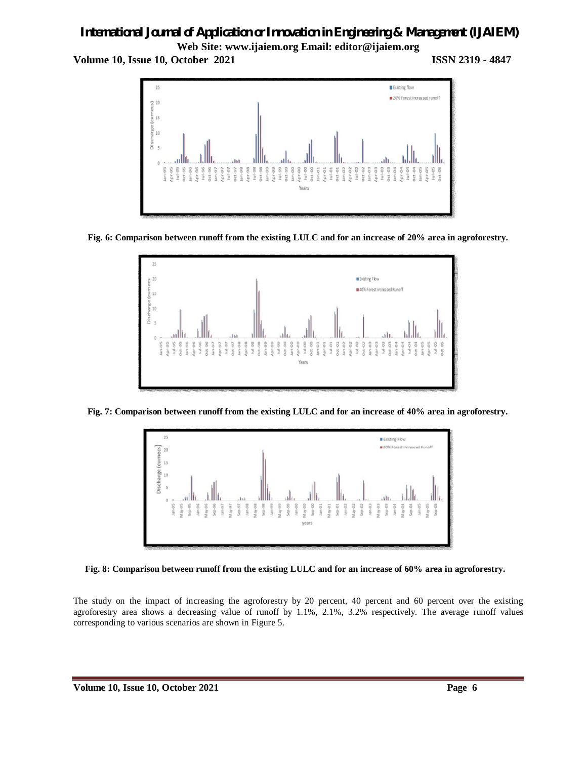Fig. 6: Comparison between runoff from the existing LULC and for an increase of 20% area in agroforestry.

Fig. 7: Comparison between runoff from the existing LULC and for an increase of 40% area in agroforestry.

Fig. 8: Comparison between runoff from the existing LULC and for an increase of 60% area in agroforestry.

The study on the impact of increasing the agroforestry by 20 percent, 40 percent and 60 percent over the existing agroforestry area shows a decreasing value of runoff by 1.1%, 2.1%, 3.2% respectively. The average runoff values corresponding to various scenarios are shown in Figure 5.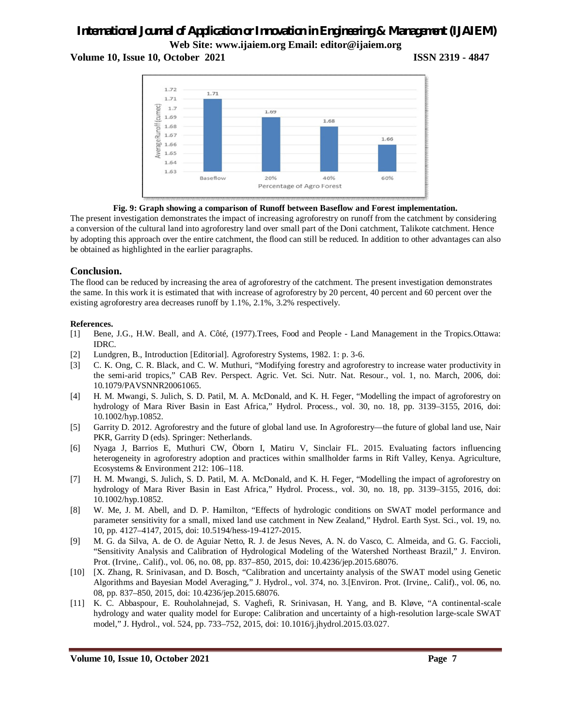Fig. 9: Graph showing a comparison of Runoff between Baseflow and Forest implementation.

The present investigation demonstrates the impact of increasing agroforestry on runoff from the catchment by considering a conversion of the cultural land into agroforestry land over small part of the Doni catchment, Talikote catchment. Hence by adopting this approach over the entire catchment, the flood can still be reduced. In addition to other advantages can also be obtained as highlighted in the earlier paragraphs.

## Conclusion.

The flood can be reduced by increasing the area of agroforestry of the catchment. The present investigation demonstrates the same. In this work it is estimated that with increase of agroforestry by 20 percent, 40 percent and 60 percent over the existing agroforestry area decreases runoff by 1.1%, 2.1%, 3.2% respectively.

### References.

[1] Bene, J.G., H.W. Beall, and A. Côté, (1977).Trees, Food and People - Land Management in the Tropics.Ottawa: IDRC.

[2] Lundgren, B., Introduction [Editorial]. Agroforestry Systems, 1982. 1: p. 3-6.

[3] C. K. Ong, C. R. Black, and C. W. Muthuri, "Modifying forestry and agroforestry to increase water productivity in the semi-arid tropics," CAB Rev. Perspect. Agric. Vet. Sci. Nutr. Nat. Resour., vol. 1, no. March, 2006, doi: 10.1079/PAVSNNR20061065.

[4] H. M. Mwangi, S. Julich, S. D. Patil, M. A. McDonald, and K. H. Feger, "Modelling the impact of agroforestry on hydrology of Mara River Basin in East Africa," Hydrol. Process., vol. 30, no. 18, pp. 3139–3155, 2016, doi: 10.1002/hyp.10852.

[5] Garrity D. 2012. Agroforestry and the future of global land use. In Agroforestry—the future of global land use, Nair PKR, Garrity D (eds). Springer: Netherlands.

[6] Nyaga J, Barrios E, Muthuri CW, Öborn I, Matiru V, Sinclair FL. 2015. Evaluating factors influencing heterogeneity in agroforestry adoption and practices within smallholder farms in Rift Valley, Kenya. Agriculture, Ecosystems & Environment 212: 106–118.

[7] H. M. Mwangi, S. Julich, S. D. Patil, M. A. McDonald, and K. H. Feger, "Modelling the impact of agroforestry on hydrology of Mara River Basin in East Africa," Hydrol. Process., vol. 30, no. 18, pp. 3139–3155, 2016, doi: 10.1002/hyp.10852.

[8] W. Me, J. M. Abell, and D. P. Hamilton, "Effects of hydrologic conditions on SWAT model performance and parameter sensitivity for a small, mixed land use catchment in New Zealand," Hydrol. Earth Syst. Sci., vol. 19, no. 10, pp. 4127–4147, 2015, doi: 10.5194/hess-19-4127-2015.

[9] M. G. da Silva, A. de O. de Aguiar Netto, R. J. de Jesus Neves, A. N. do Vasco, C. Almeida, and G. G. Faccioli, "Sensitivity Analysis and Calibration of Hydrological Modeling of the Watershed Northeast Brazil," J. Environ. Prot. (Irvine,. Calif)., vol. 06, no. 08, pp. 837–850, 2015, doi: 10.4236/jep.2015.68076.

[10] [X. Zhang, R. Srinivasan, and D. Bosch, "Calibration and uncertainty analysis of the SWAT model using Genetic Algorithms and Bayesian Model Averaging," J. Hydrol., vol. 374, no. 3.[Environ. Prot. (Irvine,. Calif)., vol. 06, no. 08, pp. 837–850, 2015, doi: 10.4236/jep.2015.68076.

[11] K. C. Abbaspour, E. Rouholahnejad, S. Vaghefi, R. Srinivasan, H. Yang, and B. Kløve, "A continental-scale hydrology and water quality model for Europe: Calibration and uncertainty of a high-resolution large-scale SWAT model," J. Hydrol., vol. 524, pp. 733–752, 2015, doi: 10.1016/j.jhydrol.2015.03.027.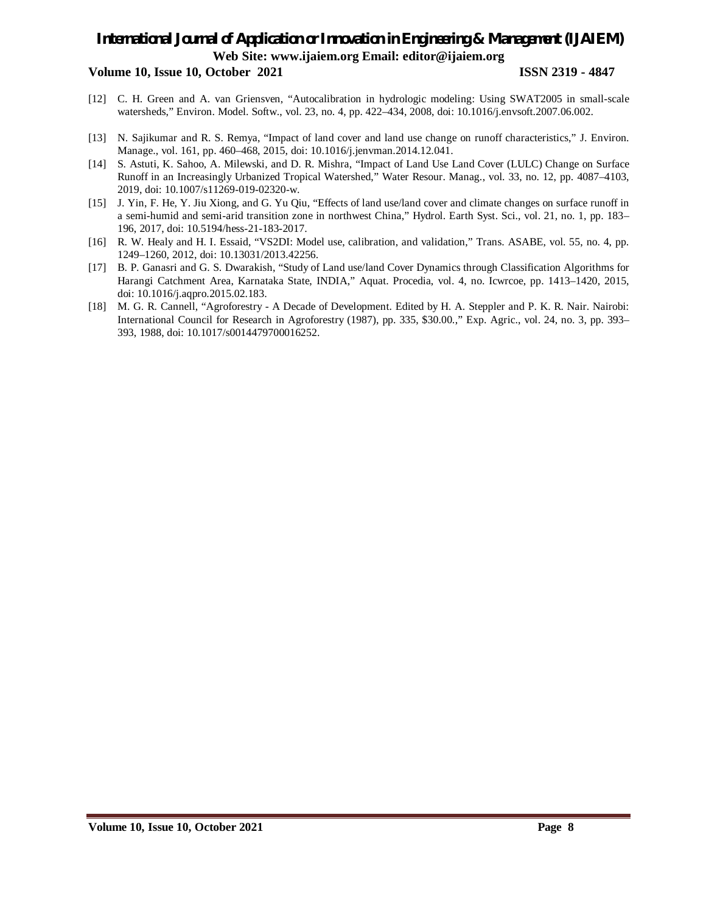[12] C. H. Green and A. van Griensven, "Autocalibration in hydrologic modeling: Using SWAT2005 in small-scale watersheds," Environ. Model. Softw., vol. 23, no. 4, pp. 422–434, 2008, doi: 10.1016/j.envsoft.2007.06.002.

[13] N. Sajikumar and R. S. Remya, "Impact of land cover and land use change on runoff characteristics," J. Environ. Manage., vol. 161, pp. 460–468, 2015, doi: 10.1016/j.jenvman.2014.12.041.

[14] S. Astuti, K. Sahoo, A. Milewski, and D. R. Mishra, "Impact of Land Use Land Cover (LULC) Change on Surface Runoff in an Increasingly Urbanized Tropical Watershed," Water Resour. Manag., vol. 33, no. 12, pp. 4087–4103, 2019, doi: 10.1007/s11269-019-02320-w.

[15] J. Yin, F. He, Y. Jiu Xiong, and G. Yu Qiu, "Effects of land use/land cover and climate changes on surface runoff in a semi-humid and semi-arid transition zone in northwest China," Hydrol. Earth Syst. Sci., vol. 21, no. 1, pp. 183–196, 2017, doi: 10.5194/hess-21-183-2017.

[16] R. W. Healy and H. I. Essaid, "VS2DI: Model use, calibration, and validation," Trans. ASABE, vol. 55, no. 4, pp. 1249–1260, 2012, doi: 10.13031/2013.42256.

[17] B. P. Ganasri and G. S. Dwarakish, "Study of Land use/land Cover Dynamics through Classification Algorithms for Harangi Catchment Area, Karnataka State, INDIA," Aquat. Procedia, vol. 4, no. Icwrcoe, pp. 1413–1420, 2015, doi: 10.1016/j.aqpro.2015.02.183.

[18] M. G. R. Cannell, "Agroforestry - A Decade of Development. Edited by H. A. Steppler and P. K. R. Nair. Nairobi: International Council for Research in Agroforestry (1987), pp. 335, $30.00.," Exp. Agric., vol. 24, no. 3, pp. 393–393, 1988, doi: 10.1017/s0014479700016252.